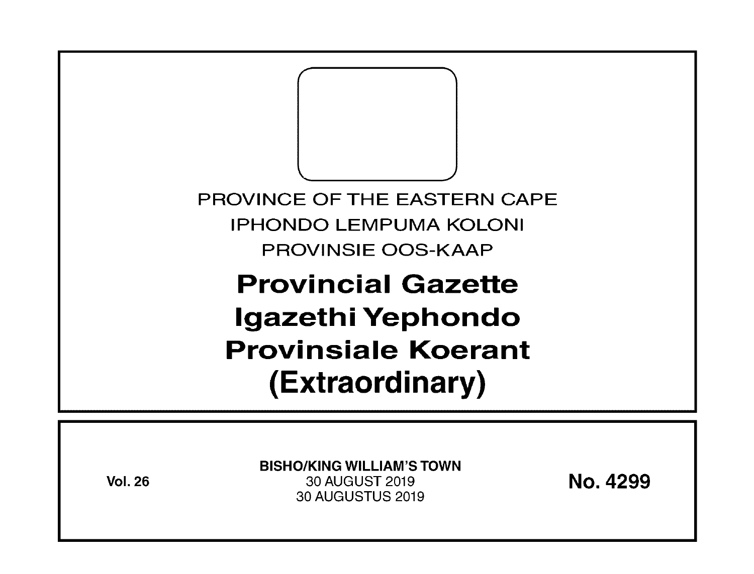PROVINCE OF THE EASTERN CAPE

IPHONDO LEMPUMA KOLONI

PROVINSIE OOS-KAAP

# Provincial Gazette
# Igazethi Yephondo
# Provinsiale Koerant
# (Extraordinary)

**Vol. 26**

**BISHO/KING WILLIAM'S TOWN**
30 AUGUST 2019
30 AUGUSTUS 2019

**No. 4299**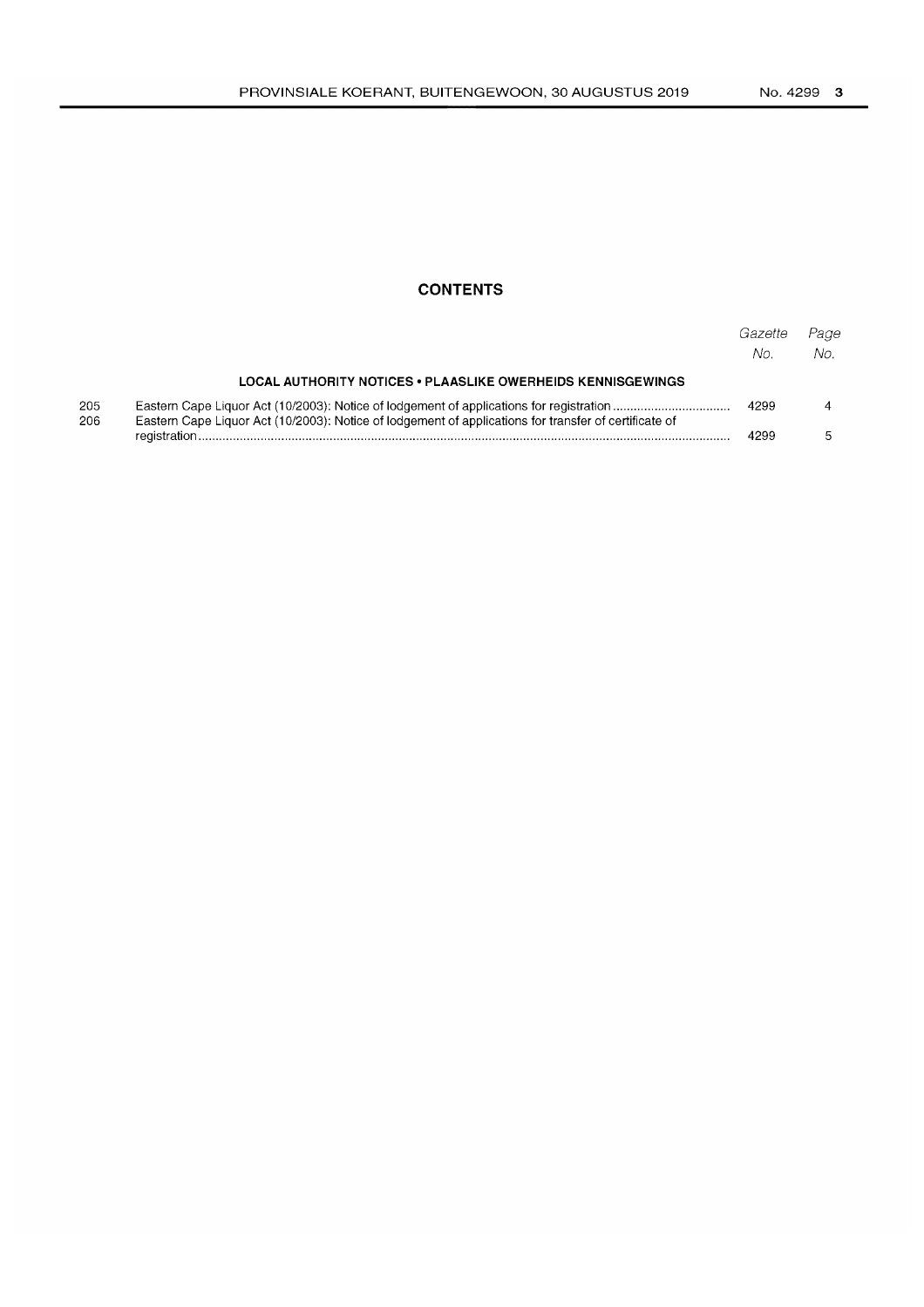## CONTENTS

| | | Gazette No. | Page No. |
|---|---|---|---|
| | **LOCAL AUTHORITY NOTICES • PLAASLIKE OWERHEIDS KENNISGEWINGS** | | |
| 205 | Eastern Cape Liquor Act (10/2003): Notice of lodgement of applications for registration | 4299 | 4 |
| 206 | Eastern Cape Liquor Act (10/2003): Notice of lodgement of applications for transfer of certificate of registration | 4299 | 5 |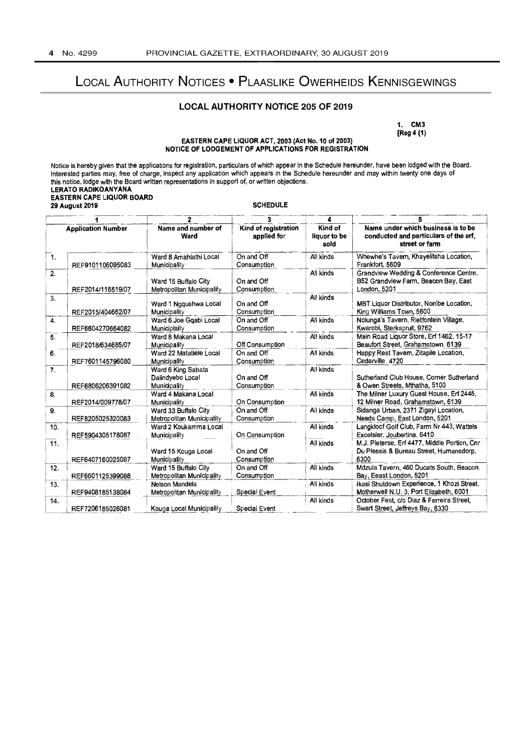# Local Authority Notices • Plaaslike Owerheids Kennisgewings

## LOCAL AUTHORITY NOTICE 205 OF 2019

1. CM3
[Reg 4 (1)

**EASTERN CAPE LIQUOR ACT, 2003 (Act No. 10 of 2003)**
**NOTICE OF LODGEMENT OF APPLICATIONS FOR REGISTRATION**

Notice is hereby given that the applications for registration, particulars of which appear in the Schedule hereunder, have been lodged with the Board. Interested parties may, free of charge, inspect any application which appears in the Schedule hereunder and may within twenty one days of this notice, lodge with the Board written representations in support of, or written objections.

**LERATO RADIKOANYANA**
**EASTERN CAPE LIQUOR BOARD**
**29 August 2019**

**SCHEDULE**

| 1 | | 2 | 3 | 4 | 5 |
|---|---|---|---|---|---|
| Application Number | | Name and number of Ward | Kind of registration applied for | Kind of liquor to be sold | Name under which business is to be conducted and particulars of the erf, street or farm |
| 1. | REF9101106095083 | Ward 8 Amahlathi Local Municipality | On and Off Consumption | All kinds | Whewhe's Tavern, Khayelitsha Location, Frankfort, 5609 |
| 2. | REF2014/116519/07 | Ward 15 Buffalo City Metropolitan Municipality | On and Off Consumption | All kinds | Grandview Wedding & Conference Centre, B52 Grandview Farm, Beacon Bay, East London, 5201 |
| 3. | REF2015/404662/07 | Ward 1 Ngqushwa Local Municipality | On and Off Consumption | All kinds | MBT Liquor Distributor, Nonibe Location, King Williams Town, 5600 |
| 4. | REF6604270664082 | Ward 6 Joe Gqabi Local Municipality | On and Off Consumption | All kinds | Nolunga's Tavern, Rietfontein Village, Kwarobi, Sterkspruit, 9762 |
| 5. | REF2018/634685/07 | Ward 8 Makana Local Municipality | Off Consumption | All kinds | Main Road Liquor Store, Erf 1462, 15-17 Beaufort Street, Grahamstown. 6139 |
| 6. | REF7601145796080 | Ward 22 Matatiele Local Municipality | On and Off Consumption | All kinds | Happy Rest Tavern, Zitapile Location, Cedarville. 4720 |
| 7. | REF6806206391082 | Ward 6 King Sabata Dalindyebo Local Municipality | On and Off Consumption | All kinds | Sutherland Club House, Corner Sutherland & Owen Streets, Mthatha, 5100 |
| 8. | REF2014/009778/07 | Ward 4 Makana Local Municipality | On Consumption | All kinds | The Milner Luxury Guest House, Erf 2445, 12 Milner Road, Grahamstown, 6139 |
| 9. | REF8205025320083 | Ward 33 Buffalo City Metropolitan Municipality | On and Off Consumption | All kinds | Sidanga Urban, 2371 Zigayi Location, Needs Camp, East London, 5201 |
| 10. | REF5904305178087 | Ward 2 Koukamma Local Municipality | On Consumption | All kinds | Langkloof Golf Club, Farm Nr 443, Wattels Excelsior, Joubertina. 6410 |
| 11. | REF6407160025087 | Ward 15 Kouga Local Municipality | On and Off Consumption | All kinds | M.J. Pieterse, Erf 4477, Middle Portion, Cnr Du Plessis & Bureau Street, Humansdorp, 6300 |
| 12. | REF6601125399088 | Ward 15 Buffalo City Metropolitan Municipality | On and Off Consumption | All kinds | Mdzula Tavern, 460 Ducats South, Beacon Bay, Eeast London, 5201 |
| 13. | REF9408185138084 | Nelson Mandela Metropolitan Municipality | Special Event | All kinds | Ikasi Shutdown Experience, 1 Khozi Street, Motherwell N.U. 3, Port Elizabeth, 6001 |
| 14. | REF7206185026081 | Kouga Local Municipality | Special Event | All kinds | October Fest, c/o Diaz & Ferreira Street, Swart Street, Jeffreys Bay, 6330 |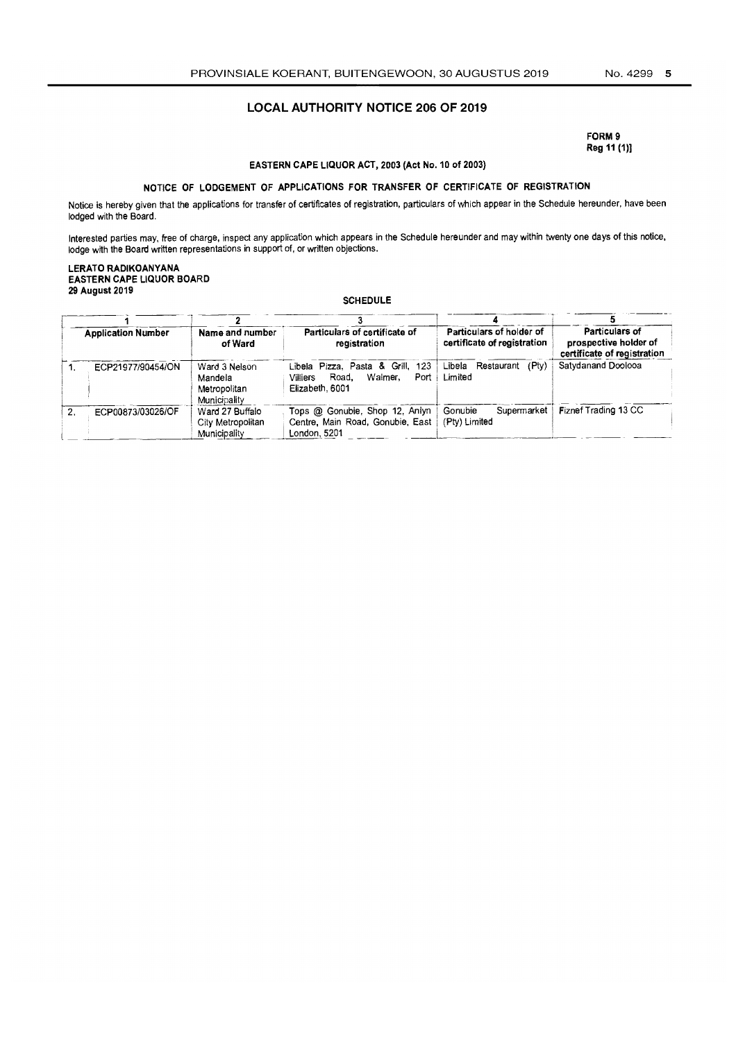## LOCAL AUTHORITY NOTICE 206 OF 2019

**FORM 9**
**Reg 11 (1)]**

**EASTERN CAPE LIQUOR ACT, 2003 (Act No. 10 of 2003)**

**NOTICE OF LODGEMENT OF APPLICATIONS FOR TRANSFER OF CERTIFICATE OF REGISTRATION**

Notice is hereby given that the applications for transfer of certificates of registration, particulars of which appear in the Schedule hereunder, have been lodged with the Board.

Interested parties may, free of charge, inspect any application which appears in the Schedule hereunder and may within twenty one days of this notice, lodge with the Board written representations in support of, or written objections.

**LERATO RADIKOANYANA**
**EASTERN CAPE LIQUOR BOARD**
**29 August 2019**

**SCHEDULE**

| | 1 | 2 | 3 | 4 | 5 |
|---|---|---|---|---|---|
| | **Application Number** | **Name and number of Ward** | **Particulars of certificate of registration** | **Particulars of holder of certificate of registration** | **Particulars of prospective holder of certificate of registration** |
| 1. | ECP21977/90454/ON | Ward 3 Nelson Mandela Metropolitan Municipality | Libela Pizza, Pasta & Grill, 123 Villiers Road, Walmer, Port Elizabeth, 6001 | Libela Restaurant (Pty) Limited | Satydanand Doolooa |
| 2. | ECP00873/03026/OF | Ward 27 Buffalo City Metropolitan Municipality | Tops @ Gonubie, Shop 12, Anlyn Centre, Main Road, Gonubie, East London, 5201 | Gonubie Supermarket (Pty) Limited | Fiznef Trading 13 CC |